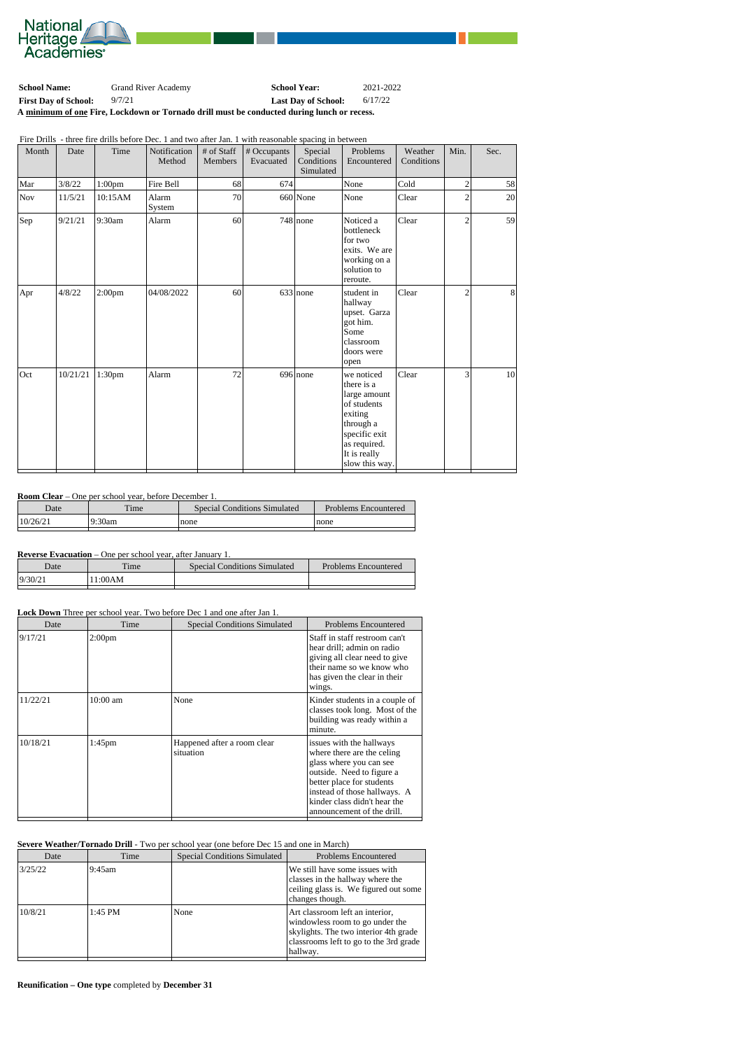**School Name:** Grand River Academy **School Year:** 2021-2022

**First Day of School:** 9/7/21 **Last Day of School:** 6/17/22

**A minimum of one Fire, Lockdown or Tornado drill must be conducted during lunch or recess.**

Fire Drills - three fire drills before Dec. 1 and two after Jan. 1 with reasonable spacing in between

| Month | Date | Time | Notification Method | # of Staff Members | # Occupants Evacuated | Special Conditions Simulated | Problems Encountered | Weather Conditions | Min. | Sec. |
|---|---|---|---|---|---|---|---|---|---|---|
| Mar | 3/8/22 | 1:00pm | Fire Bell | 68 | 674 | | None | Cold | 2 | 58 |
| Nov | 11/5/21 | 10:15AM | Alarm System | 70 | 660 | None | None | Clear | 2 | 20 |
| Sep | 9/21/21 | 9:30am | Alarm | 60 | 748 | none | Noticed a bottleneck for two exits. We are working on a solution to reroute. | Clear | 2 | 59 |
| Apr | 4/8/22 | 2:00pm | 04/08/2022 | 60 | 633 | none | student in hallway upset. Garza got him. Some classroom doors were open | Clear | 2 | 8 |
| Oct | 10/21/21 | 1:30pm | Alarm | 72 | 696 | none | we noticed there is a large amount of students exiting through a specific exit as required. It is really slow this way. | Clear | 3 | 10 |

**Room Clear** – One per school year, before December 1.

| Date | Time | Special Conditions Simulated | Problems Encountered |
|---|---|---|---|
| 10/26/21 | 9:30am | none | none |

**Reverse Evacuation** – One per school year, after January 1.

| Date | Time | Special Conditions Simulated | Problems Encountered |
|---|---|---|---|
| 9/30/21 | 11:00AM | | |

**Lock Down** Three per school year. Two before Dec 1 and one after Jan 1.

| Date | Time | Special Conditions Simulated | Problems Encountered |
|---|---|---|---|
| 9/17/21 | 2:00pm | | Staff in staff restroom can't hear drill; admin on radio giving all clear need to give their name so we know who has given the clear in their wings. |
| 11/22/21 | 10:00 am | None | Kinder students in a couple of classes took long. Most of the building was ready within a minute. |
| 10/18/21 | 1:45pm | Happened after a room clear situation | issues with the hallways where there are the celing glass where you can see outside. Need to figure a better place for students instead of those hallways. A kinder class didn't hear the announcement of the drill. |

**Severe Weather/Tornado Drill** - Two per school year (one before Dec 15 and one in March)

| Date | Time | Special Conditions Simulated | Problems Encountered |
|---|---|---|---|
| 3/25/22 | 9:45am | | We still have some issues with classes in the hallway where the ceiling glass is. We figured out some changes though. |
| 10/8/21 | 1:45 PM | None | Art classroom left an interior, windowless room to go under the skylights. The two interior 4th grade classrooms left to go to the 3rd grade hallway. |

**Reunification – One type** completed by **December 31**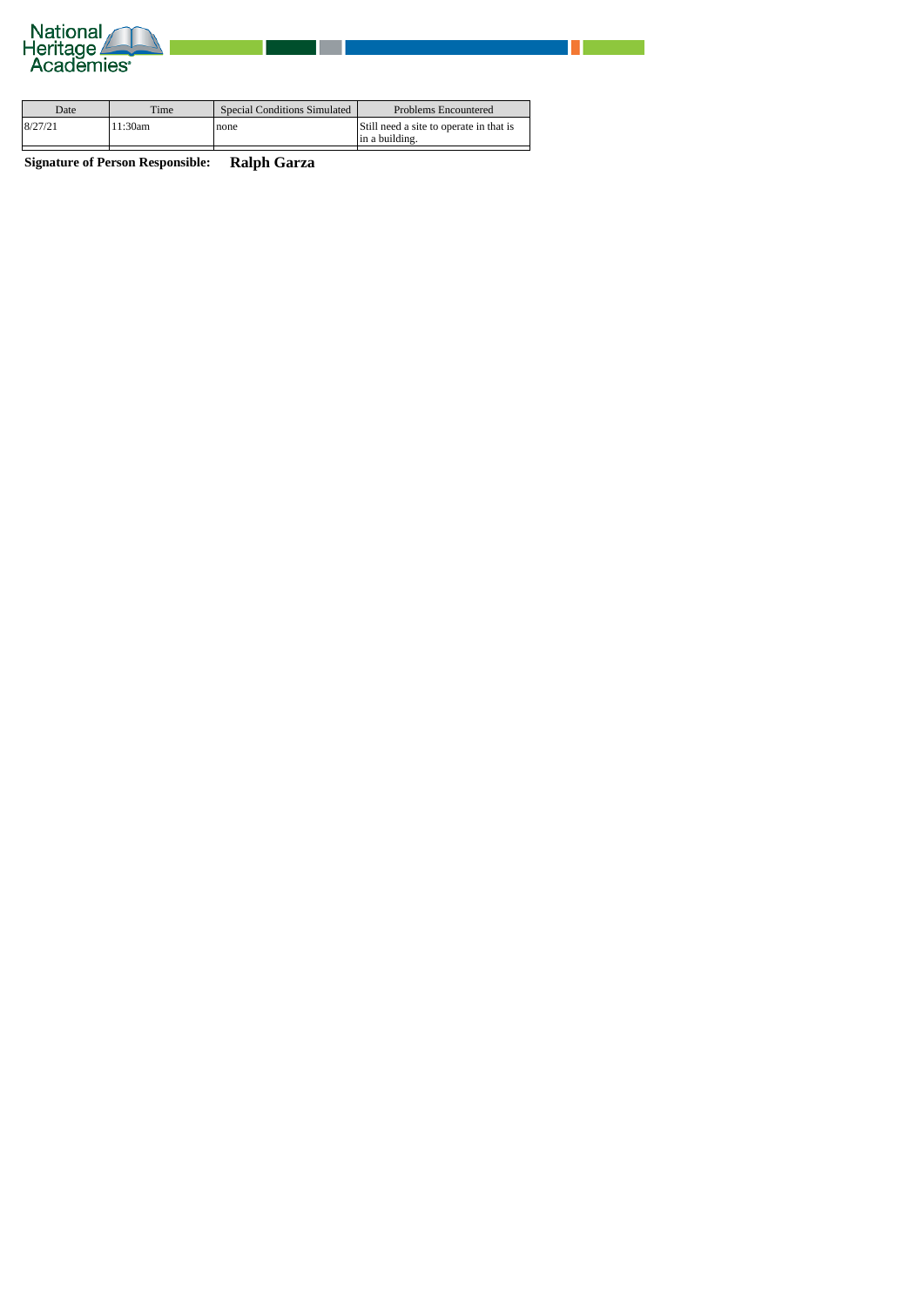| Date | Time | Special Conditions Simulated | Problems Encountered |
|---|---|---|---|
| 8/27/21 | 11:30am | none | Still need a site to operate in that is in a building. |
| | | | |

**Signature of Person Responsible:** **Ralph Garza**